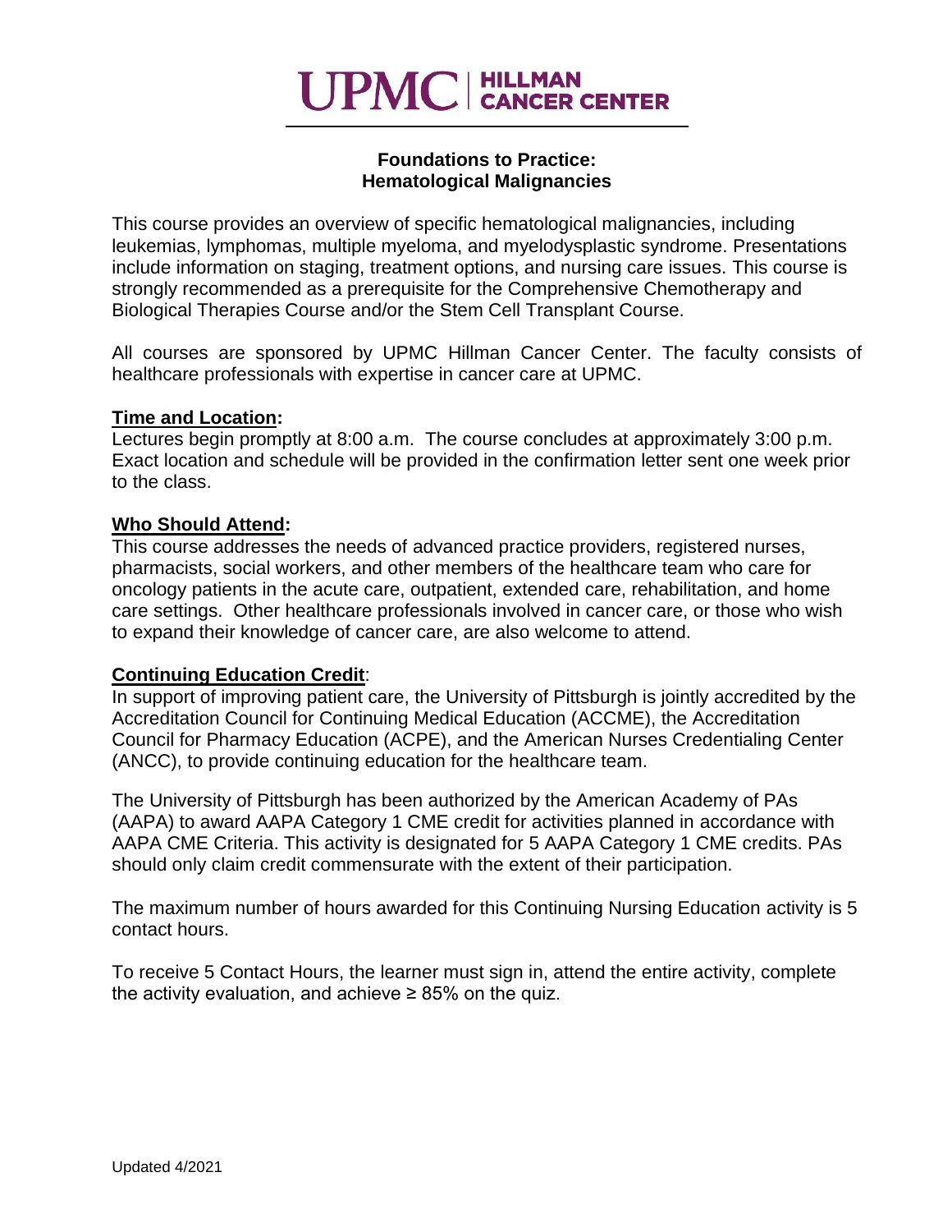**UPMC | HILLMAN CANCER CENTER**

# Foundations to Practice: Hematological Malignancies

This course provides an overview of specific hematological malignancies, including leukemias, lymphomas, multiple myeloma, and myelodysplastic syndrome. Presentations include information on staging, treatment options, and nursing care issues. This course is strongly recommended as a prerequisite for the Comprehensive Chemotherapy and Biological Therapies Course and/or the Stem Cell Transplant Course.

All courses are sponsored by UPMC Hillman Cancer Center. The faculty consists of healthcare professionals with expertise in cancer care at UPMC.

## Time and Location:

Lectures begin promptly at 8:00 a.m. The course concludes at approximately 3:00 p.m. Exact location and schedule will be provided in the confirmation letter sent one week prior to the class.

## Who Should Attend:

This course addresses the needs of advanced practice providers, registered nurses, pharmacists, social workers, and other members of the healthcare team who care for oncology patients in the acute care, outpatient, extended care, rehabilitation, and home care settings. Other healthcare professionals involved in cancer care, or those who wish to expand their knowledge of cancer care, are also welcome to attend.

## Continuing Education Credit:

In support of improving patient care, the University of Pittsburgh is jointly accredited by the Accreditation Council for Continuing Medical Education (ACCME), the Accreditation Council for Pharmacy Education (ACPE), and the American Nurses Credentialing Center (ANCC), to provide continuing education for the healthcare team.

The University of Pittsburgh has been authorized by the American Academy of PAs (AAPA) to award AAPA Category 1 CME credit for activities planned in accordance with AAPA CME Criteria. This activity is designated for 5 AAPA Category 1 CME credits. PAs should only claim credit commensurate with the extent of their participation.

The maximum number of hours awarded for this Continuing Nursing Education activity is 5 contact hours.

To receive 5 Contact Hours, the learner must sign in, attend the entire activity, complete the activity evaluation, and achieve ≥ 85% on the quiz.

Updated 4/2021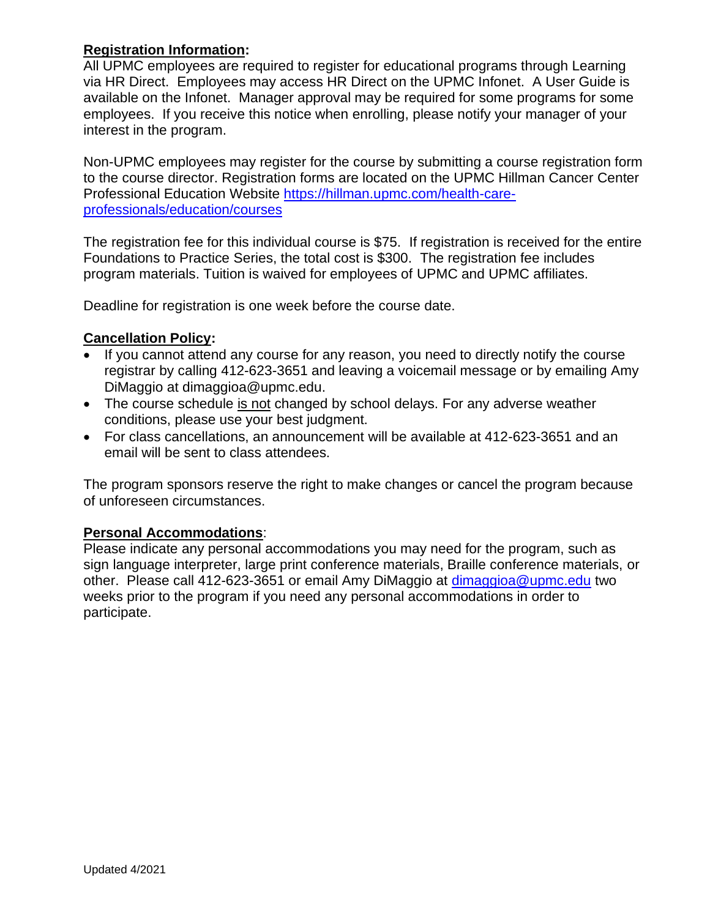**Registration Information:**

All UPMC employees are required to register for educational programs through Learning via HR Direct. Employees may access HR Direct on the UPMC Infonet. A User Guide is available on the Infonet. Manager approval may be required for some programs for some employees. If you receive this notice when enrolling, please notify your manager of your interest in the program.

Non-UPMC employees may register for the course by submitting a course registration form to the course director. Registration forms are located on the UPMC Hillman Cancer Center Professional Education Website [https://hillman.upmc.com/health-care-professionals/education/courses](https://hillman.upmc.com/health-care-professionals/education/courses)

The registration fee for this individual course is $75. If registration is received for the entire Foundations to Practice Series, the total cost is $300. The registration fee includes program materials. Tuition is waived for employees of UPMC and UPMC affiliates.

Deadline for registration is one week before the course date.

**Cancellation Policy:**

- If you cannot attend any course for any reason, you need to directly notify the course registrar by calling 412-623-3651 and leaving a voicemail message or by emailing Amy DiMaggio at dimaggioa@upmc.edu.
- The course schedule is not changed by school delays. For any adverse weather conditions, please use your best judgment.
- For class cancellations, an announcement will be available at 412-623-3651 and an email will be sent to class attendees.

The program sponsors reserve the right to make changes or cancel the program because of unforeseen circumstances.

**Personal Accommodations**:

Please indicate any personal accommodations you may need for the program, such as sign language interpreter, large print conference materials, Braille conference materials, or other. Please call 412-623-3651 or email Amy DiMaggio at [dimaggioa@upmc.edu](mailto:dimaggioa@upmc.edu) two weeks prior to the program if you need any personal accommodations in order to participate.

Updated 4/2021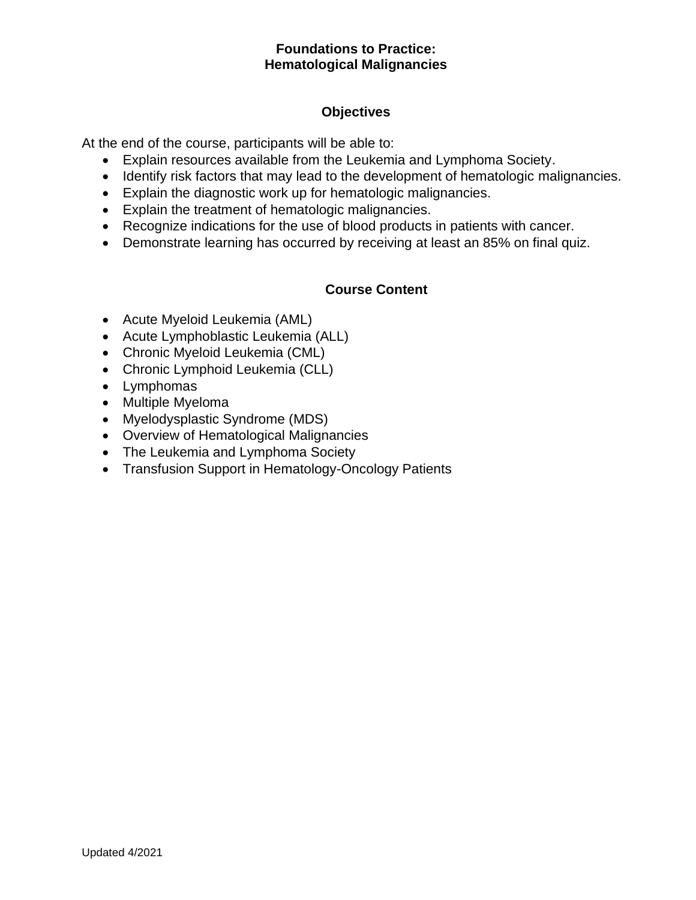# Foundations to Practice: Hematological Malignancies

## Objectives

At the end of the course, participants will be able to:

- Explain resources available from the Leukemia and Lymphoma Society.
- Identify risk factors that may lead to the development of hematologic malignancies.
- Explain the diagnostic work up for hematologic malignancies.
- Explain the treatment of hematologic malignancies.
- Recognize indications for the use of blood products in patients with cancer.
- Demonstrate learning has occurred by receiving at least an 85% on final quiz.

## Course Content

- Acute Myeloid Leukemia (AML)
- Acute Lymphoblastic Leukemia (ALL)
- Chronic Myeloid Leukemia (CML)
- Chronic Lymphoid Leukemia (CLL)
- Lymphomas
- Multiple Myeloma
- Myelodysplastic Syndrome (MDS)
- Overview of Hematological Malignancies
- The Leukemia and Lymphoma Society
- Transfusion Support in Hematology-Oncology Patients

Updated 4/2021